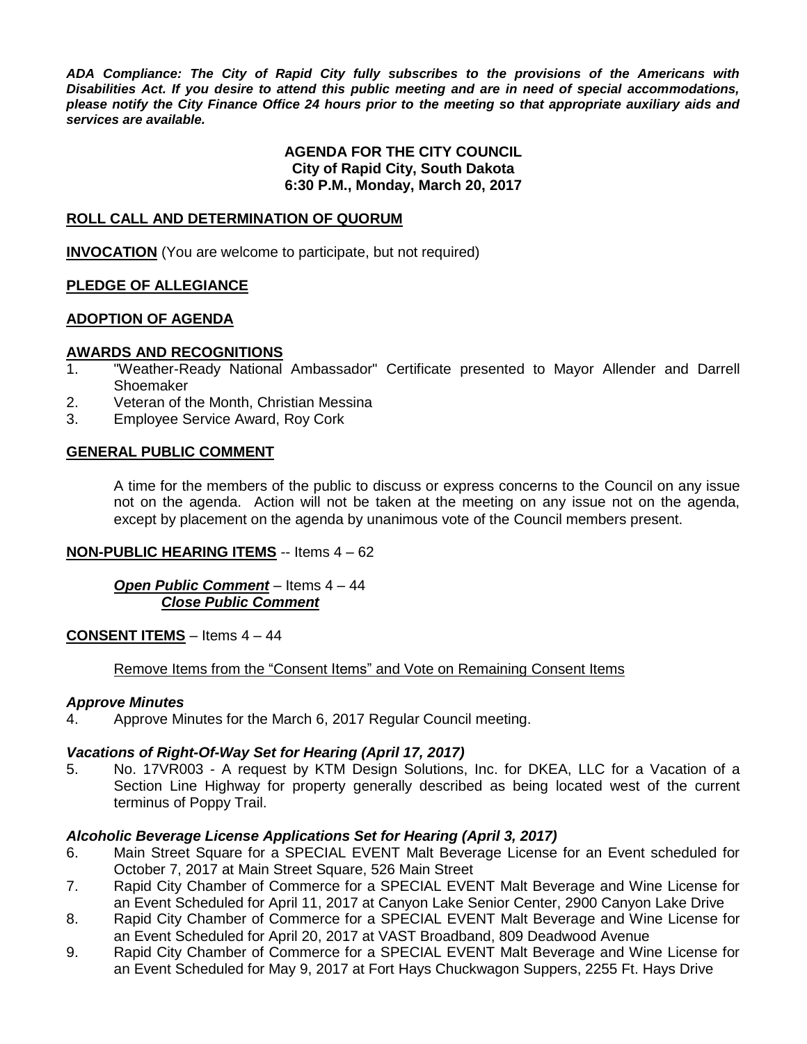***ADA Compliance: The City of Rapid City fully subscribes to the provisions of the Americans with Disabilities Act. If you desire to attend this public meeting and are in need of special accommodations, please notify the City Finance Office 24 hours prior to the meeting so that appropriate auxiliary aids and services are available.***

**AGENDA FOR THE CITY COUNCIL**
**City of Rapid City, South Dakota**
**6:30 P.M., Monday, March 20, 2017**

**ROLL CALL AND DETERMINATION OF QUORUM**

**INVOCATION** (You are welcome to participate, but not required)

**PLEDGE OF ALLEGIANCE**

**ADOPTION OF AGENDA**

**AWARDS AND RECOGNITIONS**

1. "Weather-Ready National Ambassador" Certificate presented to Mayor Allender and Darrell Shoemaker
2. Veteran of the Month, Christian Messina
3. Employee Service Award, Roy Cork

**GENERAL PUBLIC COMMENT**

A time for the members of the public to discuss or express concerns to the Council on any issue not on the agenda. Action will not be taken at the meeting on any issue not on the agenda, except by placement on the agenda by unanimous vote of the Council members present.

**NON-PUBLIC HEARING ITEMS** -- Items 4 – 62

***Open Public Comment*** – Items 4 – 44
***Close Public Comment***

**CONSENT ITEMS** – Items 4 – 44

Remove Items from the "Consent Items" and Vote on Remaining Consent Items

***Approve Minutes***

4. Approve Minutes for the March 6, 2017 Regular Council meeting.

***Vacations of Right-Of-Way Set for Hearing (April 17, 2017)***

5. No. 17VR003 - A request by KTM Design Solutions, Inc. for DKEA, LLC for a Vacation of a Section Line Highway for property generally described as being located west of the current terminus of Poppy Trail.

***Alcoholic Beverage License Applications Set for Hearing (April 3, 2017)***

6. Main Street Square for a SPECIAL EVENT Malt Beverage License for an Event scheduled for October 7, 2017 at Main Street Square, 526 Main Street
7. Rapid City Chamber of Commerce for a SPECIAL EVENT Malt Beverage and Wine License for an Event Scheduled for April 11, 2017 at Canyon Lake Senior Center, 2900 Canyon Lake Drive
8. Rapid City Chamber of Commerce for a SPECIAL EVENT Malt Beverage and Wine License for an Event Scheduled for April 20, 2017 at VAST Broadband, 809 Deadwood Avenue
9. Rapid City Chamber of Commerce for a SPECIAL EVENT Malt Beverage and Wine License for an Event Scheduled for May 9, 2017 at Fort Hays Chuckwagon Suppers, 2255 Ft. Hays Drive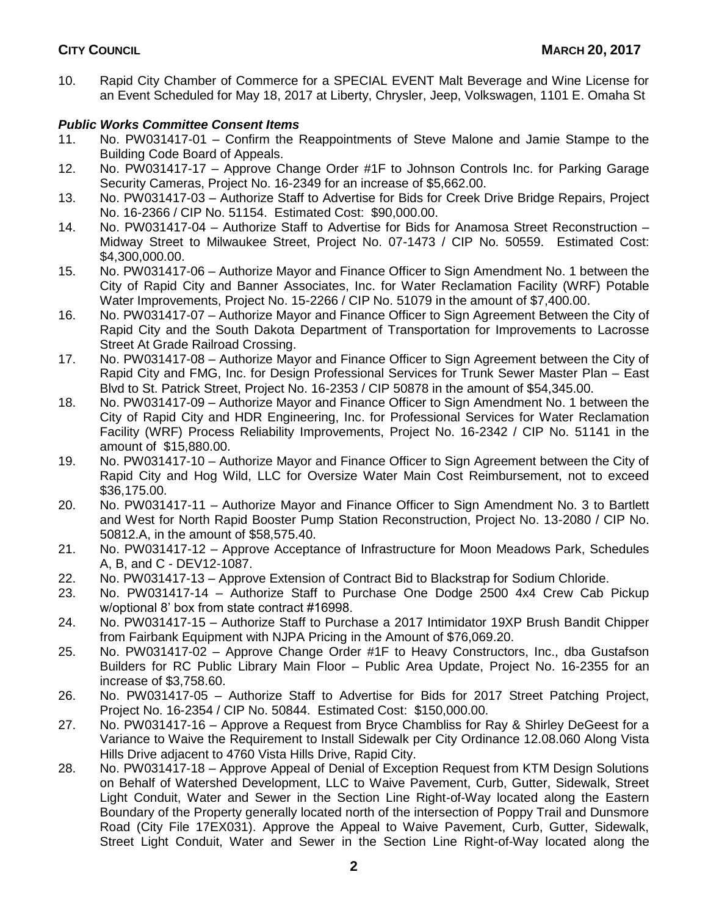10. Rapid City Chamber of Commerce for a SPECIAL EVENT Malt Beverage and Wine License for an Event Scheduled for May 18, 2017 at Liberty, Chrysler, Jeep, Volkswagen, 1101 E. Omaha St

***Public Works Committee Consent Items***

11. No. PW031417-01 – Confirm the Reappointments of Steve Malone and Jamie Stampe to the Building Code Board of Appeals.
12. No. PW031417-17 – Approve Change Order #1F to Johnson Controls Inc. for Parking Garage Security Cameras, Project No. 16-2349 for an increase of $5,662.00.
13. No. PW031417-03 – Authorize Staff to Advertise for Bids for Creek Drive Bridge Repairs, Project No. 16-2366 / CIP No. 51154. Estimated Cost: $90,000.00.
14. No. PW031417-04 – Authorize Staff to Advertise for Bids for Anamosa Street Reconstruction – Midway Street to Milwaukee Street, Project No. 07-1473 / CIP No. 50559. Estimated Cost: $4,300,000.00.
15. No. PW031417-06 – Authorize Mayor and Finance Officer to Sign Amendment No. 1 between the City of Rapid City and Banner Associates, Inc. for Water Reclamation Facility (WRF) Potable Water Improvements, Project No. 15-2266 / CIP No. 51079 in the amount of $7,400.00.
16. No. PW031417-07 – Authorize Mayor and Finance Officer to Sign Agreement Between the City of Rapid City and the South Dakota Department of Transportation for Improvements to Lacrosse Street At Grade Railroad Crossing.
17. No. PW031417-08 – Authorize Mayor and Finance Officer to Sign Agreement between the City of Rapid City and FMG, Inc. for Design Professional Services for Trunk Sewer Master Plan – East Blvd to St. Patrick Street, Project No. 16-2353 / CIP 50878 in the amount of $54,345.00.
18. No. PW031417-09 – Authorize Mayor and Finance Officer to Sign Amendment No. 1 between the City of Rapid City and HDR Engineering, Inc. for Professional Services for Water Reclamation Facility (WRF) Process Reliability Improvements, Project No. 16-2342 / CIP No. 51141 in the amount of $15,880.00.
19. No. PW031417-10 – Authorize Mayor and Finance Officer to Sign Agreement between the City of Rapid City and Hog Wild, LLC for Oversize Water Main Cost Reimbursement, not to exceed $36,175.00.
20. No. PW031417-11 – Authorize Mayor and Finance Officer to Sign Amendment No. 3 to Bartlett and West for North Rapid Booster Pump Station Reconstruction, Project No. 13-2080 / CIP No. 50812.A, in the amount of $58,575.40.
21. No. PW031417-12 – Approve Acceptance of Infrastructure for Moon Meadows Park, Schedules A, B, and C - DEV12-1087.
22. No. PW031417-13 – Approve Extension of Contract Bid to Blackstrap for Sodium Chloride.
23. No. PW031417-14 – Authorize Staff to Purchase One Dodge 2500 4x4 Crew Cab Pickup w/optional 8' box from state contract #16998.
24. No. PW031417-15 – Authorize Staff to Purchase a 2017 Intimidator 19XP Brush Bandit Chipper from Fairbank Equipment with NJPA Pricing in the Amount of $76,069.20.
25. No. PW031417-02 – Approve Change Order #1F to Heavy Constructors, Inc., dba Gustafson Builders for RC Public Library Main Floor – Public Area Update, Project No. 16-2355 for an increase of $3,758.60.
26. No. PW031417-05 – Authorize Staff to Advertise for Bids for 2017 Street Patching Project, Project No. 16-2354 / CIP No. 50844. Estimated Cost: $150,000.00.
27. No. PW031417-16 – Approve a Request from Bryce Chambliss for Ray & Shirley DeGeest for a Variance to Waive the Requirement to Install Sidewalk per City Ordinance 12.08.060 Along Vista Hills Drive adjacent to 4760 Vista Hills Drive, Rapid City.
28. No. PW031417-18 – Approve Appeal of Denial of Exception Request from KTM Design Solutions on Behalf of Watershed Development, LLC to Waive Pavement, Curb, Gutter, Sidewalk, Street Light Conduit, Water and Sewer in the Section Line Right-of-Way located along the Eastern Boundary of the Property generally located north of the intersection of Poppy Trail and Dunsmore Road (City File 17EX031). Approve the Appeal to Waive Pavement, Curb, Gutter, Sidewalk, Street Light Conduit, Water and Sewer in the Section Line Right-of-Way located along the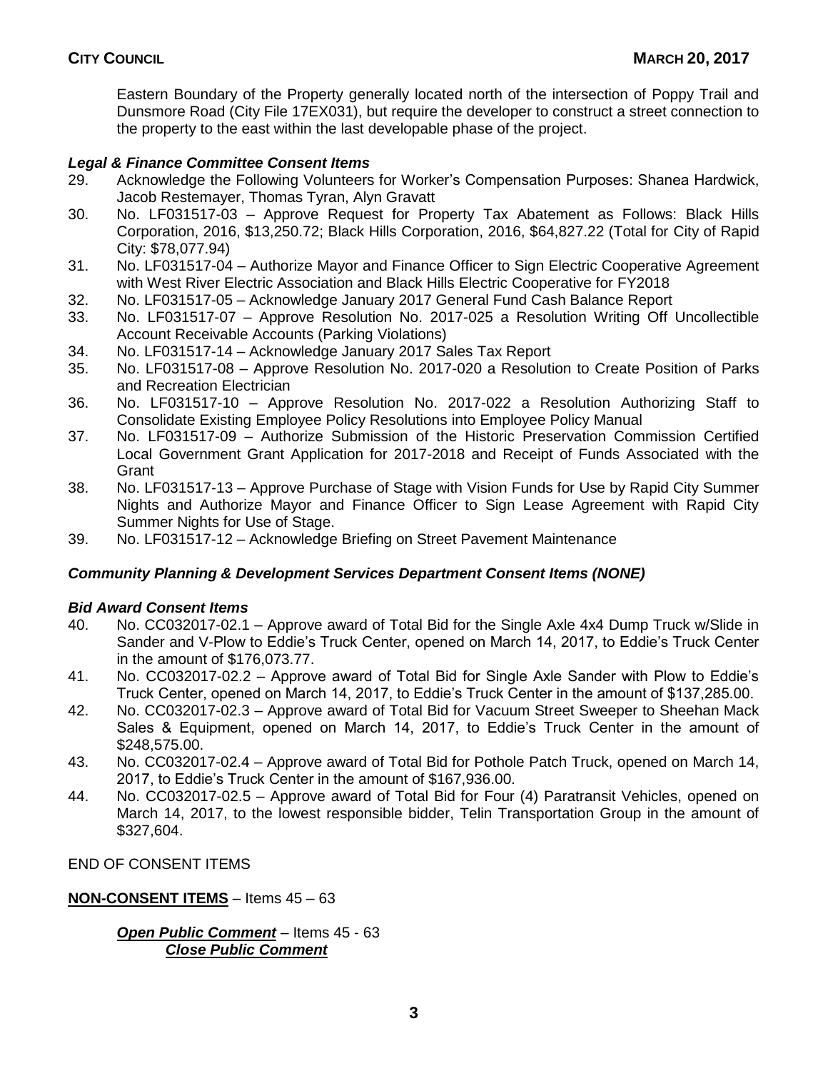Eastern Boundary of the Property generally located north of the intersection of Poppy Trail and Dunsmore Road (City File 17EX031), but require the developer to construct a street connection to the property to the east within the last developable phase of the project.

***Legal & Finance Committee Consent Items***

29. Acknowledge the Following Volunteers for Worker's Compensation Purposes: Shanea Hardwick, Jacob Restemayer, Thomas Tyran, Alyn Gravatt
30. No. LF031517-03 – Approve Request for Property Tax Abatement as Follows: Black Hills Corporation, 2016, $13,250.72; Black Hills Corporation, 2016, $64,827.22 (Total for City of Rapid City: $78,077.94)
31. No. LF031517-04 – Authorize Mayor and Finance Officer to Sign Electric Cooperative Agreement with West River Electric Association and Black Hills Electric Cooperative for FY2018
32. No. LF031517-05 – Acknowledge January 2017 General Fund Cash Balance Report
33. No. LF031517-07 – Approve Resolution No. 2017-025 a Resolution Writing Off Uncollectible Account Receivable Accounts (Parking Violations)
34. No. LF031517-14 – Acknowledge January 2017 Sales Tax Report
35. No. LF031517-08 – Approve Resolution No. 2017-020 a Resolution to Create Position of Parks and Recreation Electrician
36. No. LF031517-10 – Approve Resolution No. 2017-022 a Resolution Authorizing Staff to Consolidate Existing Employee Policy Resolutions into Employee Policy Manual
37. No. LF031517-09 – Authorize Submission of the Historic Preservation Commission Certified Local Government Grant Application for 2017-2018 and Receipt of Funds Associated with the Grant
38. No. LF031517-13 – Approve Purchase of Stage with Vision Funds for Use by Rapid City Summer Nights and Authorize Mayor and Finance Officer to Sign Lease Agreement with Rapid City Summer Nights for Use of Stage.
39. No. LF031517-12 – Acknowledge Briefing on Street Pavement Maintenance

***Community Planning & Development Services Department Consent Items (NONE)***

***Bid Award Consent Items***

40. No. CC032017-02.1 – Approve award of Total Bid for the Single Axle 4x4 Dump Truck w/Slide in Sander and V-Plow to Eddie's Truck Center, opened on March 14, 2017, to Eddie's Truck Center in the amount of $176,073.77.
41. No. CC032017-02.2 – Approve award of Total Bid for Single Axle Sander with Plow to Eddie's Truck Center, opened on March 14, 2017, to Eddie's Truck Center in the amount of $137,285.00.
42. No. CC032017-02.3 – Approve award of Total Bid for Vacuum Street Sweeper to Sheehan Mack Sales & Equipment, opened on March 14, 2017, to Eddie's Truck Center in the amount of $248,575.00.
43. No. CC032017-02.4 – Approve award of Total Bid for Pothole Patch Truck, opened on March 14, 2017, to Eddie's Truck Center in the amount of $167,936.00.
44. No. CC032017-02.5 – Approve award of Total Bid for Four (4) Paratransit Vehicles, opened on March 14, 2017, to the lowest responsible bidder, Telin Transportation Group in the amount of $327,604.

END OF CONSENT ITEMS

**NON-CONSENT ITEMS** – Items 45 – 63

***Open Public Comment*** – Items 45 - 63
***Close Public Comment***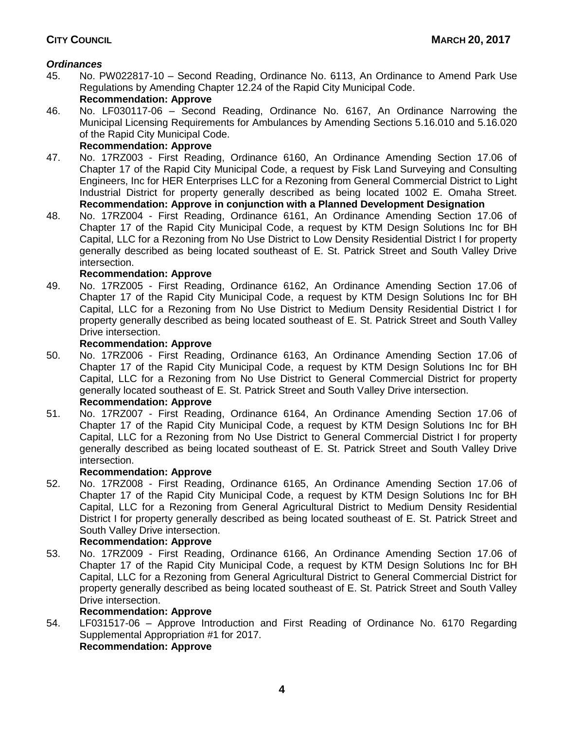### *Ordinances*

45. No. PW022817-10 – Second Reading, Ordinance No. 6113, An Ordinance to Amend Park Use Regulations by Amending Chapter 12.24 of the Rapid City Municipal Code.
    **Recommendation: Approve**
46. No. LF030117-06 – Second Reading, Ordinance No. 6167, An Ordinance Narrowing the Municipal Licensing Requirements for Ambulances by Amending Sections 5.16.010 and 5.16.020 of the Rapid City Municipal Code.
    **Recommendation: Approve**
47. No. 17RZ003 - First Reading, Ordinance 6160, An Ordinance Amending Section 17.06 of Chapter 17 of the Rapid City Municipal Code, a request by Fisk Land Surveying and Consulting Engineers, Inc for HER Enterprises LLC for a Rezoning from General Commercial District to Light Industrial District for property generally described as being located 1002 E. Omaha Street.
    **Recommendation: Approve in conjunction with a Planned Development Designation**
48. No. 17RZ004 - First Reading, Ordinance 6161, An Ordinance Amending Section 17.06 of Chapter 17 of the Rapid City Municipal Code, a request by KTM Design Solutions Inc for BH Capital, LLC for a Rezoning from No Use District to Low Density Residential District I for property generally described as being located southeast of E. St. Patrick Street and South Valley Drive intersection.
    **Recommendation: Approve**
49. No. 17RZ005 - First Reading, Ordinance 6162, An Ordinance Amending Section 17.06 of Chapter 17 of the Rapid City Municipal Code, a request by KTM Design Solutions Inc for BH Capital, LLC for a Rezoning from No Use District to Medium Density Residential District I for property generally described as being located southeast of E. St. Patrick Street and South Valley Drive intersection.
    **Recommendation: Approve**
50. No. 17RZ006 - First Reading, Ordinance 6163, An Ordinance Amending Section 17.06 of Chapter 17 of the Rapid City Municipal Code, a request by KTM Design Solutions Inc for BH Capital, LLC for a Rezoning from No Use District to General Commercial District for property generally located southeast of E. St. Patrick Street and South Valley Drive intersection.
    **Recommendation: Approve**
51. No. 17RZ007 - First Reading, Ordinance 6164, An Ordinance Amending Section 17.06 of Chapter 17 of the Rapid City Municipal Code, a request by KTM Design Solutions Inc for BH Capital, LLC for a Rezoning from No Use District to General Commercial District I for property generally described as being located southeast of E. St. Patrick Street and South Valley Drive intersection.
    **Recommendation: Approve**
52. No. 17RZ008 - First Reading, Ordinance 6165, An Ordinance Amending Section 17.06 of Chapter 17 of the Rapid City Municipal Code, a request by KTM Design Solutions Inc for BH Capital, LLC for a Rezoning from General Agricultural District to Medium Density Residential District I for property generally described as being located southeast of E. St. Patrick Street and South Valley Drive intersection.
    **Recommendation: Approve**
53. No. 17RZ009 - First Reading, Ordinance 6166, An Ordinance Amending Section 17.06 of Chapter 17 of the Rapid City Municipal Code, a request by KTM Design Solutions Inc for BH Capital, LLC for a Rezoning from General Agricultural District to General Commercial District for property generally described as being located southeast of E. St. Patrick Street and South Valley Drive intersection.
    **Recommendation: Approve**
54. LF031517-06 – Approve Introduction and First Reading of Ordinance No. 6170 Regarding Supplemental Appropriation #1 for 2017.
    **Recommendation: Approve**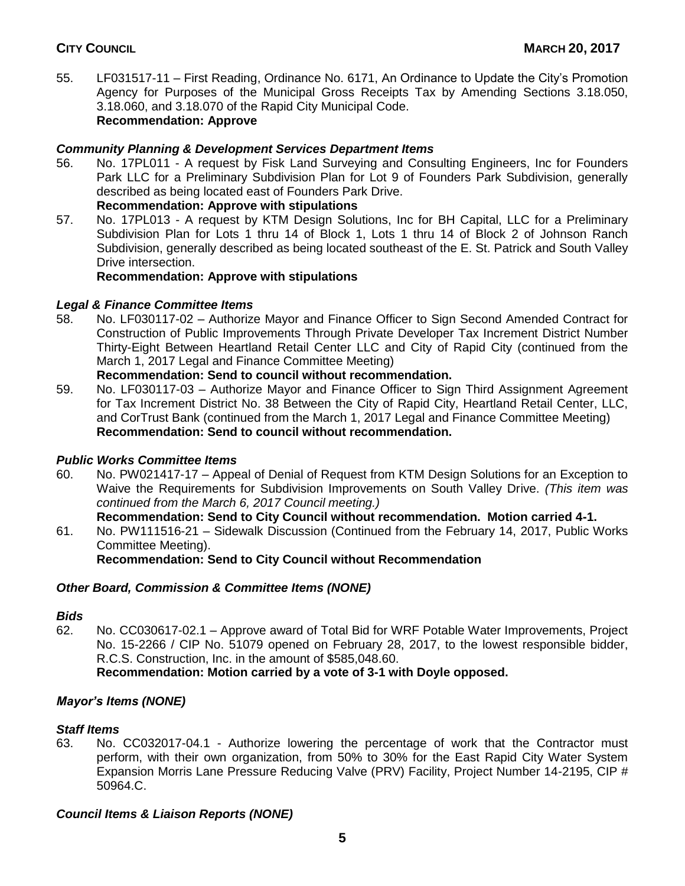55. LF031517-11 – First Reading, Ordinance No. 6171, An Ordinance to Update the City's Promotion Agency for Purposes of the Municipal Gross Receipts Tax by Amending Sections 3.18.050, 3.18.060, and 3.18.070 of the Rapid City Municipal Code.
**Recommendation: Approve**

### *Community Planning & Development Services Department Items*

56. No. 17PL011 - A request by Fisk Land Surveying and Consulting Engineers, Inc for Founders Park LLC for a Preliminary Subdivision Plan for Lot 9 of Founders Park Subdivision, generally described as being located east of Founders Park Drive.
**Recommendation: Approve with stipulations**

57. No. 17PL013 - A request by KTM Design Solutions, Inc for BH Capital, LLC for a Preliminary Subdivision Plan for Lots 1 thru 14 of Block 1, Lots 1 thru 14 of Block 2 of Johnson Ranch Subdivision, generally described as being located southeast of the E. St. Patrick and South Valley Drive intersection.
**Recommendation: Approve with stipulations**

### *Legal & Finance Committee Items*

58. No. LF030117-02 – Authorize Mayor and Finance Officer to Sign Second Amended Contract for Construction of Public Improvements Through Private Developer Tax Increment District Number Thirty-Eight Between Heartland Retail Center LLC and City of Rapid City (continued from the March 1, 2017 Legal and Finance Committee Meeting)
**Recommendation: Send to council without recommendation.**

59. No. LF030117-03 – Authorize Mayor and Finance Officer to Sign Third Assignment Agreement for Tax Increment District No. 38 Between the City of Rapid City, Heartland Retail Center, LLC, and CorTrust Bank (continued from the March 1, 2017 Legal and Finance Committee Meeting)
**Recommendation: Send to council without recommendation.**

### *Public Works Committee Items*

60. No. PW021417-17 – Appeal of Denial of Request from KTM Design Solutions for an Exception to Waive the Requirements for Subdivision Improvements on South Valley Drive. *(This item was continued from the March 6, 2017 Council meeting.)*
**Recommendation: Send to City Council without recommendation. Motion carried 4-1.**

61. No. PW111516-21 – Sidewalk Discussion (Continued from the February 14, 2017, Public Works Committee Meeting).
**Recommendation: Send to City Council without Recommendation**

### *Other Board, Commission & Committee Items (NONE)*

### *Bids*

62. No. CC030617-02.1 – Approve award of Total Bid for WRF Potable Water Improvements, Project No. 15-2266 / CIP No. 51079 opened on February 28, 2017, to the lowest responsible bidder, R.C.S. Construction, Inc. in the amount of $585,048.60.
**Recommendation: Motion carried by a vote of 3-1 with Doyle opposed.**

### *Mayor's Items (NONE)*

### *Staff Items*

63. No. CC032017-04.1 - Authorize lowering the percentage of work that the Contractor must perform, with their own organization, from 50% to 30% for the East Rapid City Water System Expansion Morris Lane Pressure Reducing Valve (PRV) Facility, Project Number 14-2195, CIP # 50964.C.

### *Council Items & Liaison Reports (NONE)*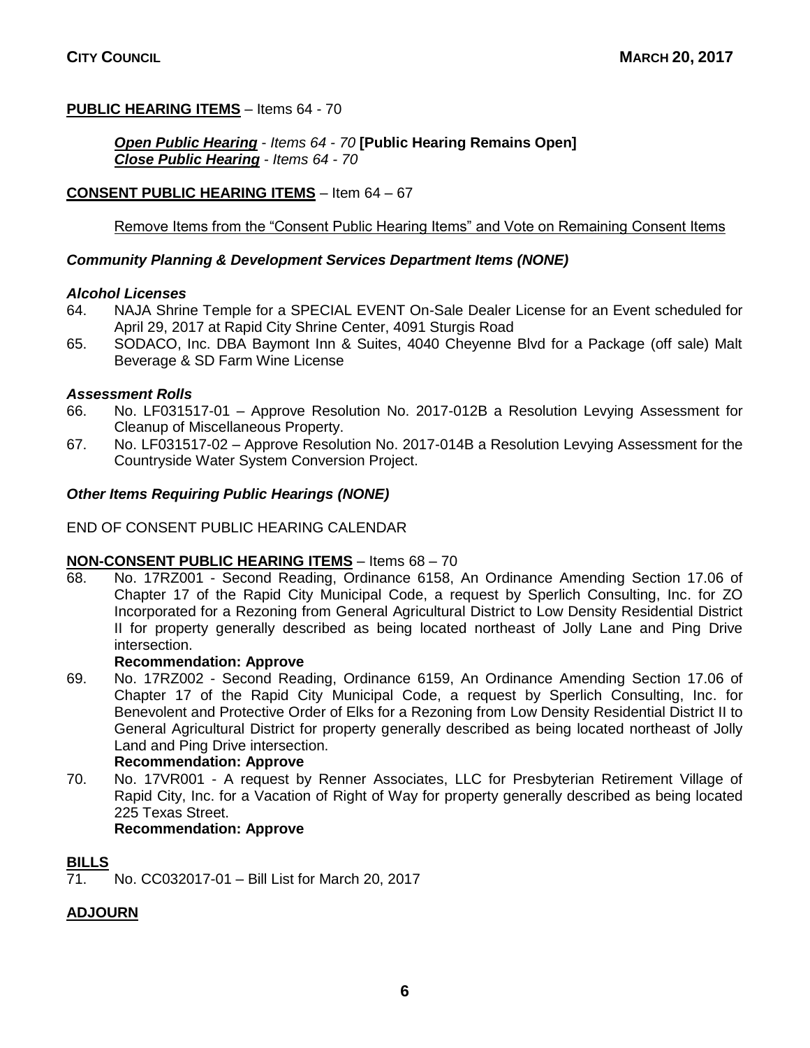## PUBLIC HEARING ITEMS – Items 64 - 70

***Open Public Hearing*** *- Items 64 - 70* **[Public Hearing Remains Open]**
***Close Public Hearing*** *- Items 64 - 70*

## CONSENT PUBLIC HEARING ITEMS – Item 64 – 67

Remove Items from the "Consent Public Hearing Items" and Vote on Remaining Consent Items

### *Community Planning & Development Services Department Items (NONE)*

### *Alcohol Licenses*

64. NAJA Shrine Temple for a SPECIAL EVENT On-Sale Dealer License for an Event scheduled for April 29, 2017 at Rapid City Shrine Center, 4091 Sturgis Road
65. SODACO, Inc. DBA Baymont Inn & Suites, 4040 Cheyenne Blvd for a Package (off sale) Malt Beverage & SD Farm Wine License

### *Assessment Rolls*

66. No. LF031517-01 – Approve Resolution No. 2017-012B a Resolution Levying Assessment for Cleanup of Miscellaneous Property.
67. No. LF031517-02 – Approve Resolution No. 2017-014B a Resolution Levying Assessment for the Countryside Water System Conversion Project.

### *Other Items Requiring Public Hearings (NONE)*

END OF CONSENT PUBLIC HEARING CALENDAR

## NON-CONSENT PUBLIC HEARING ITEMS – Items 68 – 70

68. No. 17RZ001 - Second Reading, Ordinance 6158, An Ordinance Amending Section 17.06 of Chapter 17 of the Rapid City Municipal Code, a request by Sperlich Consulting, Inc. for ZO Incorporated for a Rezoning from General Agricultural District to Low Density Residential District II for property generally described as being located northeast of Jolly Lane and Ping Drive intersection.
    **Recommendation: Approve**
69. No. 17RZ002 - Second Reading, Ordinance 6159, An Ordinance Amending Section 17.06 of Chapter 17 of the Rapid City Municipal Code, a request by Sperlich Consulting, Inc. for Benevolent and Protective Order of Elks for a Rezoning from Low Density Residential District II to General Agricultural District for property generally described as being located northeast of Jolly Land and Ping Drive intersection.
    **Recommendation: Approve**
70. No. 17VR001 - A request by Renner Associates, LLC for Presbyterian Retirement Village of Rapid City, Inc. for a Vacation of Right of Way for property generally described as being located 225 Texas Street.
    **Recommendation: Approve**

## BILLS

71. No. CC032017-01 – Bill List for March 20, 2017

## ADJOURN